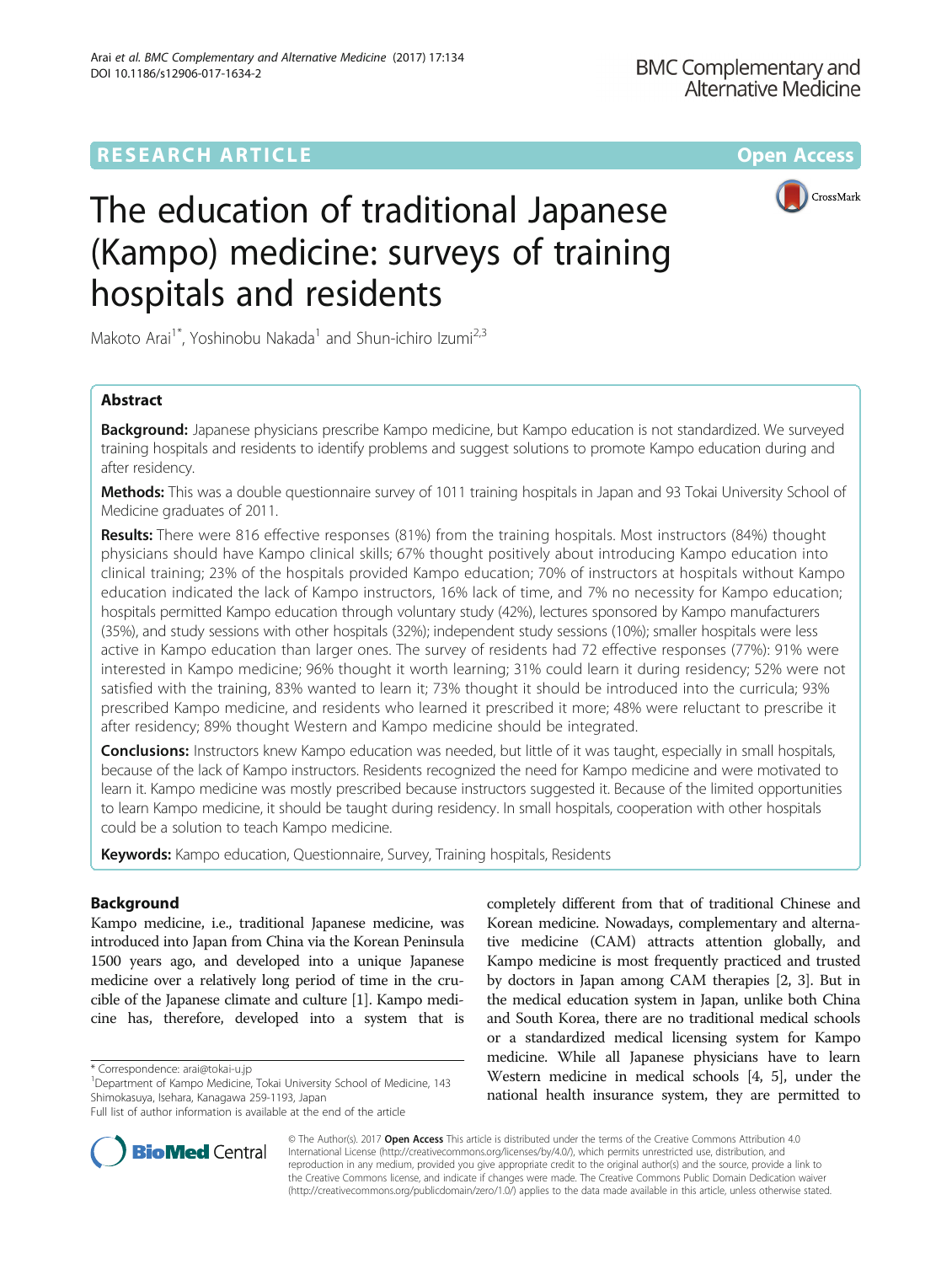RESEARCH ARTICLE Open Access

# The education of traditional Japanese (Kampo) medicine: surveys of training hospitals and residents

Makoto Arai[1*], Yoshinobu Nakada[1] and Shun-ichiro Izumi[2,3]

## Abstract

**Background:** Japanese physicians prescribe Kampo medicine, but Kampo education is not standardized. We surveyed training hospitals and residents to identify problems and suggest solutions to promote Kampo education during and after residency.

**Methods:** This was a double questionnaire survey of 1011 training hospitals in Japan and 93 Tokai University School of Medicine graduates of 2011.

**Results:** There were 816 effective responses (81%) from the training hospitals. Most instructors (84%) thought physicians should have Kampo clinical skills; 67% thought positively about introducing Kampo education into clinical training; 23% of the hospitals provided Kampo education; 70% of instructors at hospitals without Kampo education indicated the lack of Kampo instructors, 16% lack of time, and 7% no necessity for Kampo education; hospitals permitted Kampo education through voluntary study (42%), lectures sponsored by Kampo manufacturers (35%), and study sessions with other hospitals (32%); independent study sessions (10%); smaller hospitals were less active in Kampo education than larger ones. The survey of residents had 72 effective responses (77%): 91% were interested in Kampo medicine; 96% thought it worth learning; 31% could learn it during residency; 52% were not satisfied with the training, 83% wanted to learn it; 73% thought it should be introduced into the curricula; 93% prescribed Kampo medicine, and residents who learned it prescribed it more; 48% were reluctant to prescribe it after residency; 89% thought Western and Kampo medicine should be integrated.

**Conclusions:** Instructors knew Kampo education was needed, but little of it was taught, especially in small hospitals, because of the lack of Kampo instructors. Residents recognized the need for Kampo medicine and were motivated to learn it. Kampo medicine was mostly prescribed because instructors suggested it. Because of the limited opportunities to learn Kampo medicine, it should be taught during residency. In small hospitals, cooperation with other hospitals could be a solution to teach Kampo medicine.

**Keywords:** Kampo education, Questionnaire, Survey, Training hospitals, Residents

## Background

Kampo medicine, i.e., traditional Japanese medicine, was introduced into Japan from China via the Korean Peninsula 1500 years ago, and developed into a unique Japanese medicine over a relatively long period of time in the crucible of the Japanese climate and culture [1]. Kampo medicine has, therefore, developed into a system that is completely different from that of traditional Chinese and Korean medicine. Nowadays, complementary and alternative medicine (CAM) attracts attention globally, and Kampo medicine is most frequently practiced and trusted by doctors in Japan among CAM therapies [2, 3]. But in the medical education system in Japan, unlike both China and South Korea, there are no traditional medical schools or a standardized medical licensing system for Kampo medicine. While all Japanese physicians have to learn Western medicine in medical schools [4, 5], under the national health insurance system, they are permitted to

\* Correspondence: arai@tokai-u.jp
[1]Department of Kampo Medicine, Tokai University School of Medicine, 143 Shimokasuya, Isehara, Kanagawa 259-1193, Japan
Full list of author information is available at the end of the article

© The Author(s). 2017 **Open Access** This article is distributed under the terms of the Creative Commons Attribution 4.0 International License (http://creativecommons.org/licenses/by/4.0/), which permits unrestricted use, distribution, and reproduction in any medium, provided you give appropriate credit to the original author(s) and the source, provide a link to the Creative Commons license, and indicate if changes were made. The Creative Commons Public Domain Dedication waiver (http://creativecommons.org/publicdomain/zero/1.0/) applies to the data made available in this article, unless otherwise stated.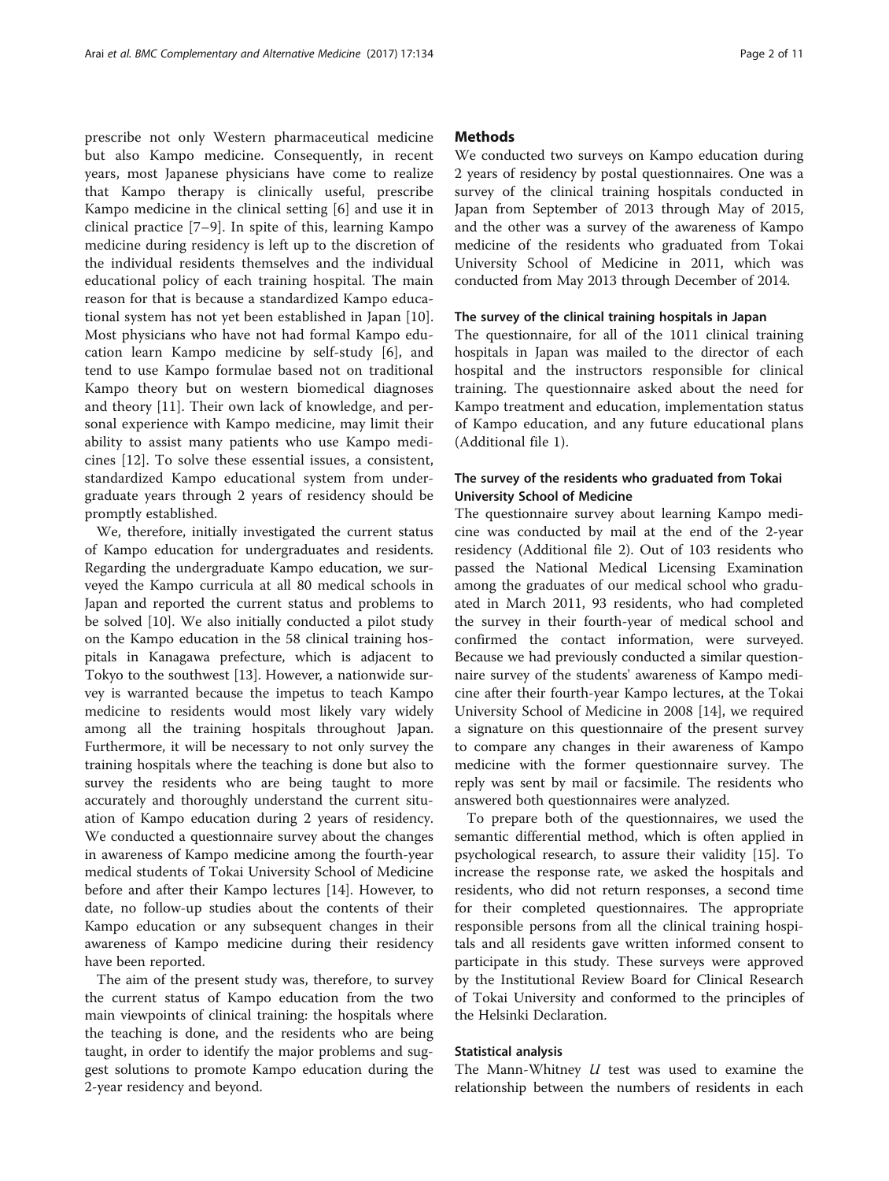prescribe not only Western pharmaceutical medicine but also Kampo medicine. Consequently, in recent years, most Japanese physicians have come to realize that Kampo therapy is clinically useful, prescribe Kampo medicine in the clinical setting [6] and use it in clinical practice [7–9]. In spite of this, learning Kampo medicine during residency is left up to the discretion of the individual residents themselves and the individual educational policy of each training hospital. The main reason for that is because a standardized Kampo educational system has not yet been established in Japan [10]. Most physicians who have not had formal Kampo education learn Kampo medicine by self-study [6], and tend to use Kampo formulae based not on traditional Kampo theory but on western biomedical diagnoses and theory [11]. Their own lack of knowledge, and personal experience with Kampo medicine, may limit their ability to assist many patients who use Kampo medicines [12]. To solve these essential issues, a consistent, standardized Kampo educational system from undergraduate years through 2 years of residency should be promptly established.

We, therefore, initially investigated the current status of Kampo education for undergraduates and residents. Regarding the undergraduate Kampo education, we surveyed the Kampo curricula at all 80 medical schools in Japan and reported the current status and problems to be solved [10]. We also initially conducted a pilot study on the Kampo education in the 58 clinical training hospitals in Kanagawa prefecture, which is adjacent to Tokyo to the southwest [13]. However, a nationwide survey is warranted because the impetus to teach Kampo medicine to residents would most likely vary widely among all the training hospitals throughout Japan. Furthermore, it will be necessary to not only survey the training hospitals where the teaching is done but also to survey the residents who are being taught to more accurately and thoroughly understand the current situation of Kampo education during 2 years of residency. We conducted a questionnaire survey about the changes in awareness of Kampo medicine among the fourth-year medical students of Tokai University School of Medicine before and after their Kampo lectures [14]. However, to date, no follow-up studies about the contents of their Kampo education or any subsequent changes in their awareness of Kampo medicine during their residency have been reported.

The aim of the present study was, therefore, to survey the current status of Kampo education from the two main viewpoints of clinical training: the hospitals where the teaching is done, and the residents who are being taught, in order to identify the major problems and suggest solutions to promote Kampo education during the 2-year residency and beyond.

## Methods

We conducted two surveys on Kampo education during 2 years of residency by postal questionnaires. One was a survey of the clinical training hospitals conducted in Japan from September of 2013 through May of 2015, and the other was a survey of the awareness of Kampo medicine of the residents who graduated from Tokai University School of Medicine in 2011, which was conducted from May 2013 through December of 2014.

### The survey of the clinical training hospitals in Japan

The questionnaire, for all of the 1011 clinical training hospitals in Japan was mailed to the director of each hospital and the instructors responsible for clinical training. The questionnaire asked about the need for Kampo treatment and education, implementation status of Kampo education, and any future educational plans (Additional file 1).

### The survey of the residents who graduated from Tokai University School of Medicine

The questionnaire survey about learning Kampo medicine was conducted by mail at the end of the 2-year residency (Additional file 2). Out of 103 residents who passed the National Medical Licensing Examination among the graduates of our medical school who graduated in March 2011, 93 residents, who had completed the survey in their fourth-year of medical school and confirmed the contact information, were surveyed. Because we had previously conducted a similar questionnaire survey of the students' awareness of Kampo medicine after their fourth-year Kampo lectures, at the Tokai University School of Medicine in 2008 [14], we required a signature on this questionnaire of the present survey to compare any changes in their awareness of Kampo medicine with the former questionnaire survey. The reply was sent by mail or facsimile. The residents who answered both questionnaires were analyzed.

To prepare both of the questionnaires, we used the semantic differential method, which is often applied in psychological research, to assure their validity [15]. To increase the response rate, we asked the hospitals and residents, who did not return responses, a second time for their completed questionnaires. The appropriate responsible persons from all the clinical training hospitals and all residents gave written informed consent to participate in this study. These surveys were approved by the Institutional Review Board for Clinical Research of Tokai University and conformed to the principles of the Helsinki Declaration.

### Statistical analysis

The Mann-Whitney *U* test was used to examine the relationship between the numbers of residents in each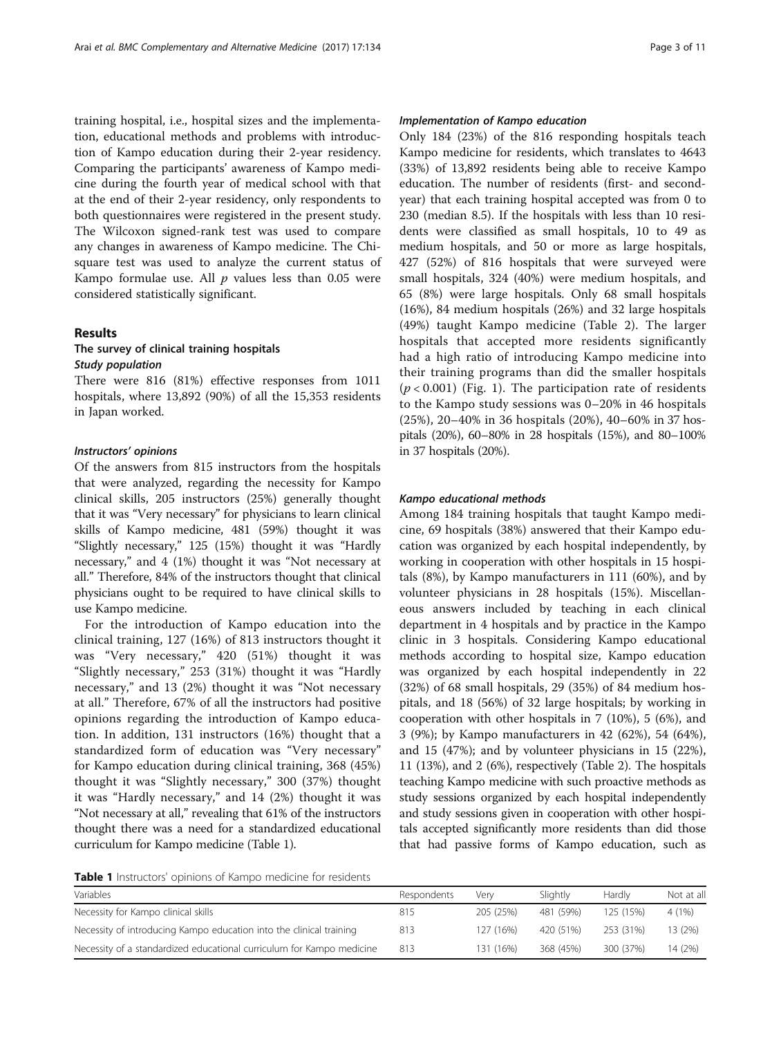training hospital, i.e., hospital sizes and the implementation, educational methods and problems with introduction of Kampo education during their 2-year residency. Comparing the participants' awareness of Kampo medicine during the fourth year of medical school with that at the end of their 2-year residency, only respondents to both questionnaires were registered in the present study. The Wilcoxon signed-rank test was used to compare any changes in awareness of Kampo medicine. The Chi-square test was used to analyze the current status of Kampo formulae use. All $p$ values less than 0.05 were considered statistically significant.

## Results

### The survey of clinical training hospitals

#### *Study population*

There were 816 (81%) effective responses from 1011 hospitals, where 13,892 (90%) of all the 15,353 residents in Japan worked.

#### *Instructors' opinions*

Of the answers from 815 instructors from the hospitals that were analyzed, regarding the necessity for Kampo clinical skills, 205 instructors (25%) generally thought that it was "Very necessary" for physicians to learn clinical skills of Kampo medicine, 481 (59%) thought it was "Slightly necessary," 125 (15%) thought it was "Hardly necessary," and 4 (1%) thought it was "Not necessary at all." Therefore, 84% of the instructors thought that clinical physicians ought to be required to have clinical skills to use Kampo medicine.

For the introduction of Kampo education into the clinical training, 127 (16%) of 813 instructors thought it was "Very necessary," 420 (51%) thought it was "Slightly necessary," 253 (31%) thought it was "Hardly necessary," and 13 (2%) thought it was "Not necessary at all." Therefore, 67% of all the instructors had positive opinions regarding the introduction of Kampo education. In addition, 131 instructors (16%) thought that a standardized form of education was "Very necessary" for Kampo education during clinical training, 368 (45%) thought it was "Slightly necessary," 300 (37%) thought it was "Hardly necessary," and 14 (2%) thought it was "Not necessary at all," revealing that 61% of the instructors thought there was a need for a standardized educational curriculum for Kampo medicine (Table 1).

#### *Implementation of Kampo education*

Only 184 (23%) of the 816 responding hospitals teach Kampo medicine for residents, which translates to 4643 (33%) of 13,892 residents being able to receive Kampo education. The number of residents (first- and second-year) that each training hospital accepted was from 0 to 230 (median 8.5). If the hospitals with less than 10 residents were classified as small hospitals, 10 to 49 as medium hospitals, and 50 or more as large hospitals, 427 (52%) of 816 hospitals that were surveyed were small hospitals, 324 (40%) were medium hospitals, and 65 (8%) were large hospitals. Only 68 small hospitals (16%), 84 medium hospitals (26%) and 32 large hospitals (49%) taught Kampo medicine (Table 2). The larger hospitals that accepted more residents significantly had a high ratio of introducing Kampo medicine into their training programs than did the smaller hospitals ($p < 0.001$) (Fig. 1). The participation rate of residents to the Kampo study sessions was 0–20% in 46 hospitals (25%), 20–40% in 36 hospitals (20%), 40–60% in 37 hospitals (20%), 60–80% in 28 hospitals (15%), and 80–100% in 37 hospitals (20%).

#### *Kampo educational methods*

Among 184 training hospitals that taught Kampo medicine, 69 hospitals (38%) answered that their Kampo education was organized by each hospital independently, by working in cooperation with other hospitals in 15 hospitals (8%), by Kampo manufacturers in 111 (60%), and by volunteer physicians in 28 hospitals (15%). Miscellaneous answers included by teaching in each clinical department in 4 hospitals and by practice in the Kampo clinic in 3 hospitals. Considering Kampo educational methods according to hospital size, Kampo education was organized by each hospital independently in 22 (32%) of 68 small hospitals, 29 (35%) of 84 medium hospitals, and 18 (56%) of 32 large hospitals; by working in cooperation with other hospitals in 7 (10%), 5 (6%), and 3 (9%); by Kampo manufacturers in 42 (62%), 54 (64%), and 15 (47%); and by volunteer physicians in 15 (22%), 11 (13%), and 2 (6%), respectively (Table 2). The hospitals teaching Kampo medicine with such proactive methods as study sessions organized by each hospital independently and study sessions given in cooperation with other hospitals accepted significantly more residents than did those that had passive forms of Kampo education, such as

**Table 1** Instructors' opinions of Kampo medicine for residents

| Variables | Respondents | Very | Slightly | Hardly | Not at all |
|---|---|---|---|---|---|
| Necessity for Kampo clinical skills | 815 | 205 (25%) | 481 (59%) | 125 (15%) | 4 (1%) |
| Necessity of introducing Kampo education into the clinical training | 813 | 127 (16%) | 420 (51%) | 253 (31%) | 13 (2%) |
| Necessity of a standardized educational curriculum for Kampo medicine | 813 | 131 (16%) | 368 (45%) | 300 (37%) | 14 (2%) |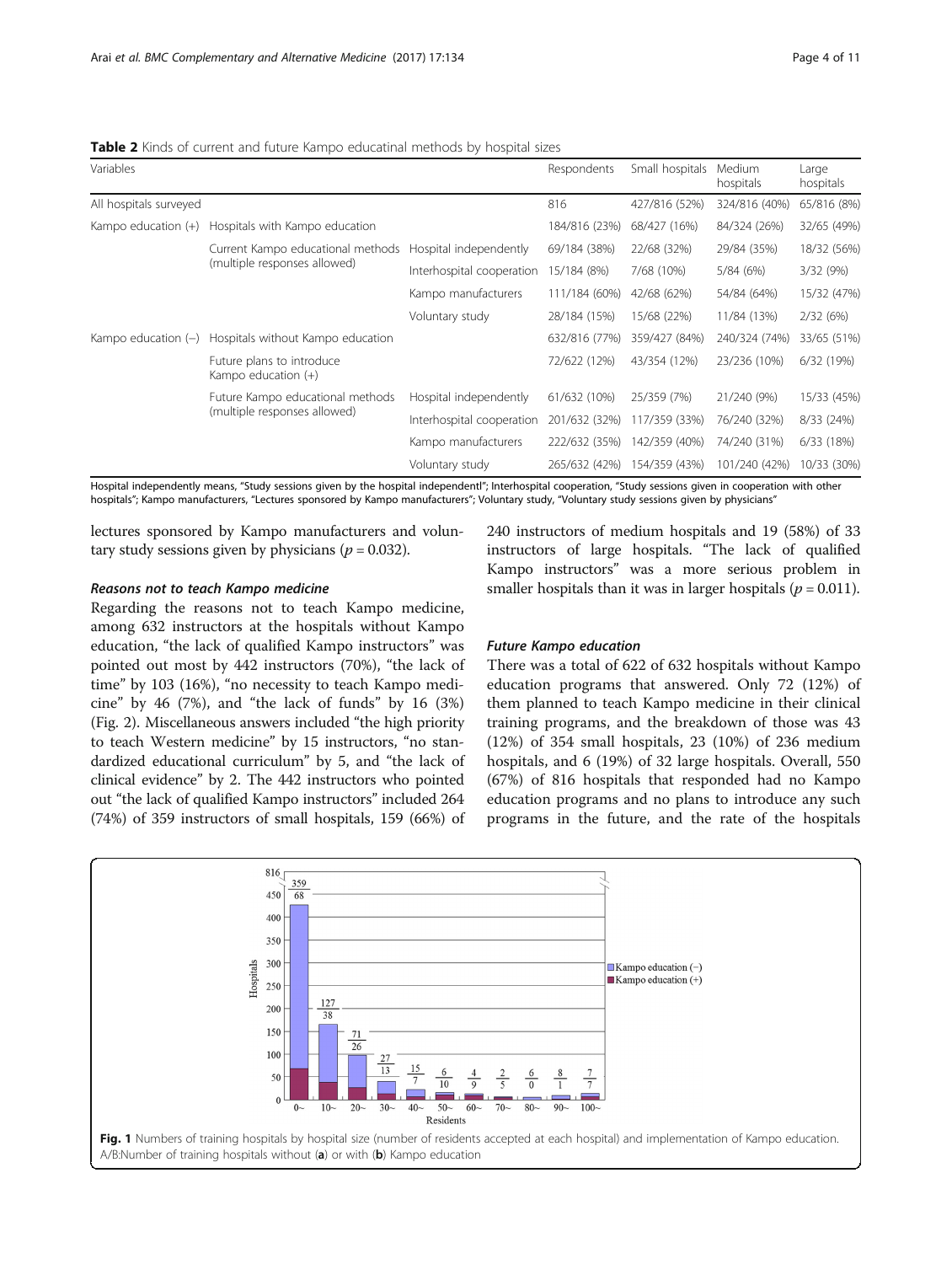**Table 2** Kinds of current and future Kampo educatinal methods by hospital sizes

| Variables | | | Respondents | Small hospitals | Medium hospitals | Large hospitals |
|---|---|---|---|---|---|---|
| All hospitals surveyed | | | 816 | 427/816 (52%) | 324/816 (40%) | 65/816 (8%) |
| Kampo education (+) | Hospitals with Kampo education | | 184/816 (23%) | 68/427 (16%) | 84/324 (26%) | 32/65 (49%) |
| | Current Kampo educational methods (multiple responses allowed) | Hospital independently | 69/184 (38%) | 22/68 (32%) | 29/84 (35%) | 18/32 (56%) |
| | | Interhospital cooperation | 15/184 (8%) | 7/68 (10%) | 5/84 (6%) | 3/32 (9%) |
| | | Kampo manufacturers | 111/184 (60%) | 42/68 (62%) | 54/84 (64%) | 15/32 (47%) |
| | | Voluntary study | 28/184 (15%) | 15/68 (22%) | 11/84 (13%) | 2/32 (6%) |
| Kampo education (−) | Hospitals without Kampo education | | 632/816 (77%) | 359/427 (84%) | 240/324 (74%) | 33/65 (51%) |
| | Future plans to introduce Kampo education (+) | | 72/622 (12%) | 43/354 (12%) | 23/236 (10%) | 6/32 (19%) |
| | Future Kampo educational methods (multiple responses allowed) | Hospital independently | 61/632 (10%) | 25/359 (7%) | 21/240 (9%) | 15/33 (45%) |
| | | Interhospital cooperation | 201/632 (32%) | 117/359 (33%) | 76/240 (32%) | 8/33 (24%) |
| | | Kampo manufacturers | 222/632 (35%) | 142/359 (40%) | 74/240 (31%) | 6/33 (18%) |
| | | Voluntary study | 265/632 (42%) | 154/359 (43%) | 101/240 (42%) | 10/33 (30%) |

Hospital independently means, "Study sessions given by the hospital independentl"; Interhospital cooperation, "Study sessions given in cooperation with other hospitals"; Kampo manufacturers, "Lectures sponsored by Kampo manufacturers"; Voluntary study, "Voluntary study sessions given by physicians"

lectures sponsored by Kampo manufacturers and voluntary study sessions given by physicians ($p = 0.032$).

#### Reasons not to teach Kampo medicine

Regarding the reasons not to teach Kampo medicine, among 632 instructors at the hospitals without Kampo education, "the lack of qualified Kampo instructors" was pointed out most by 442 instructors (70%), "the lack of time" by 103 (16%), "no necessity to teach Kampo medicine" by 46 (7%), and "the lack of funds" by 16 (3%) (Fig. 2). Miscellaneous answers included "the high priority to teach Western medicine" by 15 instructors, "no standardized educational curriculum" by 5, and "the lack of clinical evidence" by 2. The 442 instructors who pointed out "the lack of qualified Kampo instructors" included 264 (74%) of 359 instructors of small hospitals, 159 (66%) of 240 instructors of medium hospitals and 19 (58%) of 33 instructors of large hospitals. "The lack of qualified Kampo instructors" was a more serious problem in smaller hospitals than it was in larger hospitals ($p = 0.011$).

#### Future Kampo education

There was a total of 622 of 632 hospitals without Kampo education programs that answered. Only 72 (12%) of them planned to teach Kampo medicine in their clinical training programs, and the breakdown of those was 43 (12%) of 354 small hospitals, 23 (10%) of 236 medium hospitals, and 6 (19%) of 32 large hospitals. Overall, 550 (67%) of 816 hospitals that responded had no Kampo education programs and no plans to introduce any such programs in the future, and the rate of the hospitals

**Fig. 1** Numbers of training hospitals by hospital size (number of residents accepted at each hospital) and implementation of Kampo education. A/B:Number of training hospitals without (**a**) or with (**b**) Kampo education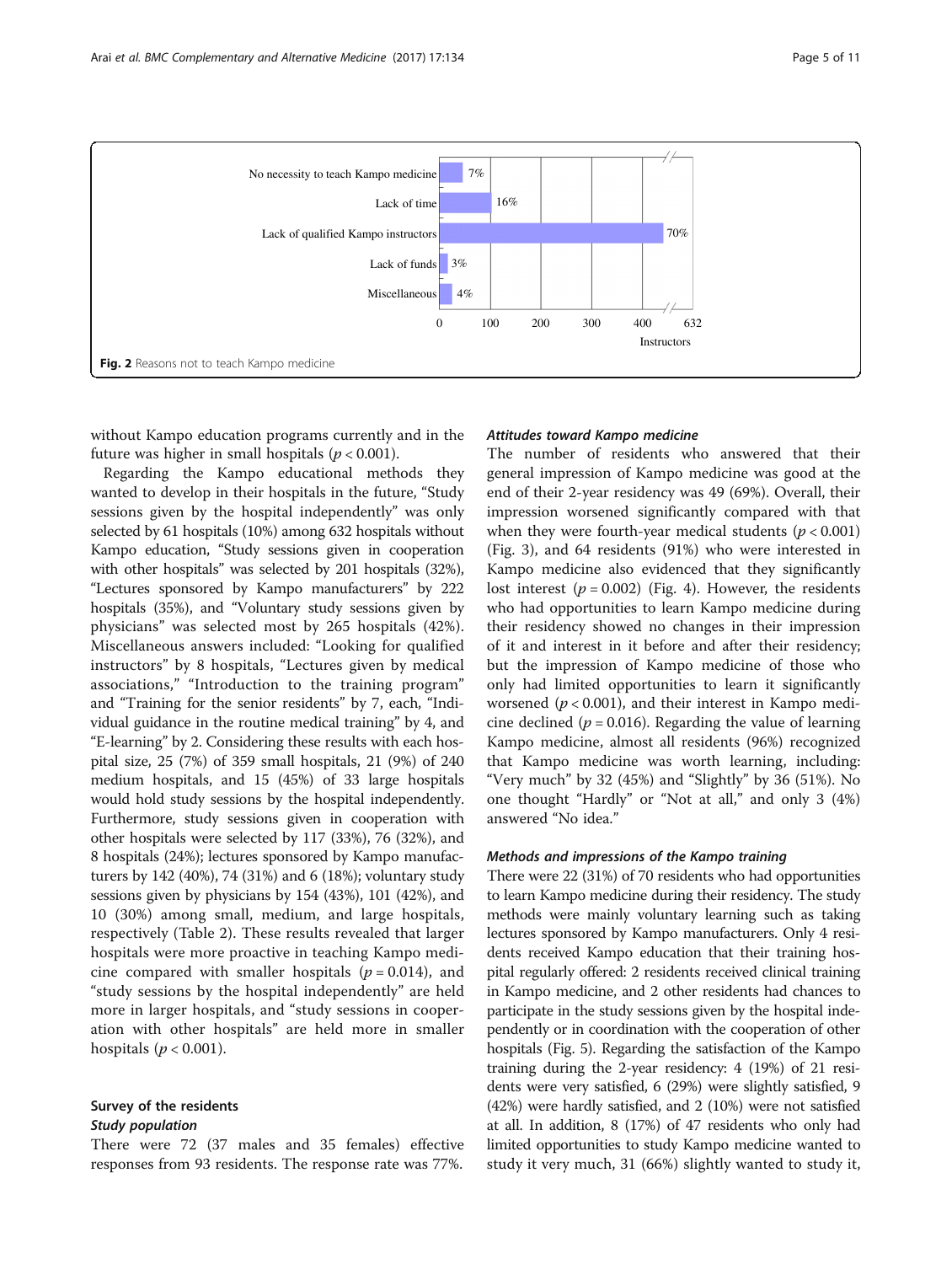Fig. 2 Reasons not to teach Kampo medicine

without Kampo education programs currently and in the future was higher in small hospitals ($p < 0.001$).

Regarding the Kampo educational methods they wanted to develop in their hospitals in the future, "Study sessions given by the hospital independently" was only selected by 61 hospitals (10%) among 632 hospitals without Kampo education, "Study sessions given in cooperation with other hospitals" was selected by 201 hospitals (32%), "Lectures sponsored by Kampo manufacturers" by 222 hospitals (35%), and "Voluntary study sessions given by physicians" was selected most by 265 hospitals (42%). Miscellaneous answers included: "Looking for qualified instructors" by 8 hospitals, "Lectures given by medical associations," "Introduction to the training program" and "Training for the senior residents" by 7, each, "Individual guidance in the routine medical training" by 4, and "E-learning" by 2. Considering these results with each hospital size, 25 (7%) of 359 small hospitals, 21 (9%) of 240 medium hospitals, and 15 (45%) of 33 large hospitals would hold study sessions by the hospital independently. Furthermore, study sessions given in cooperation with other hospitals were selected by 117 (33%), 76 (32%), and 8 hospitals (24%); lectures sponsored by Kampo manufacturers by 142 (40%), 74 (31%) and 6 (18%); voluntary study sessions given by physicians by 154 (43%), 101 (42%), and 10 (30%) among small, medium, and large hospitals, respectively (Table 2). These results revealed that larger hospitals were more proactive in teaching Kampo medicine compared with smaller hospitals ($p = 0.014$), and "study sessions by the hospital independently" are held more in larger hospitals, and "study sessions in cooperation with other hospitals" are held more in smaller hospitals ($p < 0.001$).

## Survey of the residents

### *Study population*

There were 72 (37 males and 35 females) effective responses from 93 residents. The response rate was 77%.

### *Attitudes toward Kampo medicine*

The number of residents who answered that their general impression of Kampo medicine was good at the end of their 2-year residency was 49 (69%). Overall, their impression worsened significantly compared with that when they were fourth-year medical students ($p < 0.001$) (Fig. 3), and 64 residents (91%) who were interested in Kampo medicine also evidenced that they significantly lost interest ($p = 0.002$) (Fig. 4). However, the residents who had opportunities to learn Kampo medicine during their residency showed no changes in their impression of it and interest in it before and after their residency; but the impression of Kampo medicine of those who only had limited opportunities to learn it significantly worsened ($p < 0.001$), and their interest in Kampo medicine declined ($p = 0.016$). Regarding the value of learning Kampo medicine, almost all residents (96%) recognized that Kampo medicine was worth learning, including: "Very much" by 32 (45%) and "Slightly" by 36 (51%). No one thought "Hardly" or "Not at all," and only 3 (4%) answered "No idea."

### *Methods and impressions of the Kampo training*

There were 22 (31%) of 70 residents who had opportunities to learn Kampo medicine during their residency. The study methods were mainly voluntary learning such as taking lectures sponsored by Kampo manufacturers. Only 4 residents received Kampo education that their training hospital regularly offered: 2 residents received clinical training in Kampo medicine, and 2 other residents had chances to participate in the study sessions given by the hospital independently or in coordination with the cooperation of other hospitals (Fig. 5). Regarding the satisfaction of the Kampo training during the 2-year residency: 4 (19%) of 21 residents were very satisfied, 6 (29%) were slightly satisfied, 9 (42%) were hardly satisfied, and 2 (10%) were not satisfied at all. In addition, 8 (17%) of 47 residents who only had limited opportunities to study Kampo medicine wanted to study it very much, 31 (66%) slightly wanted to study it,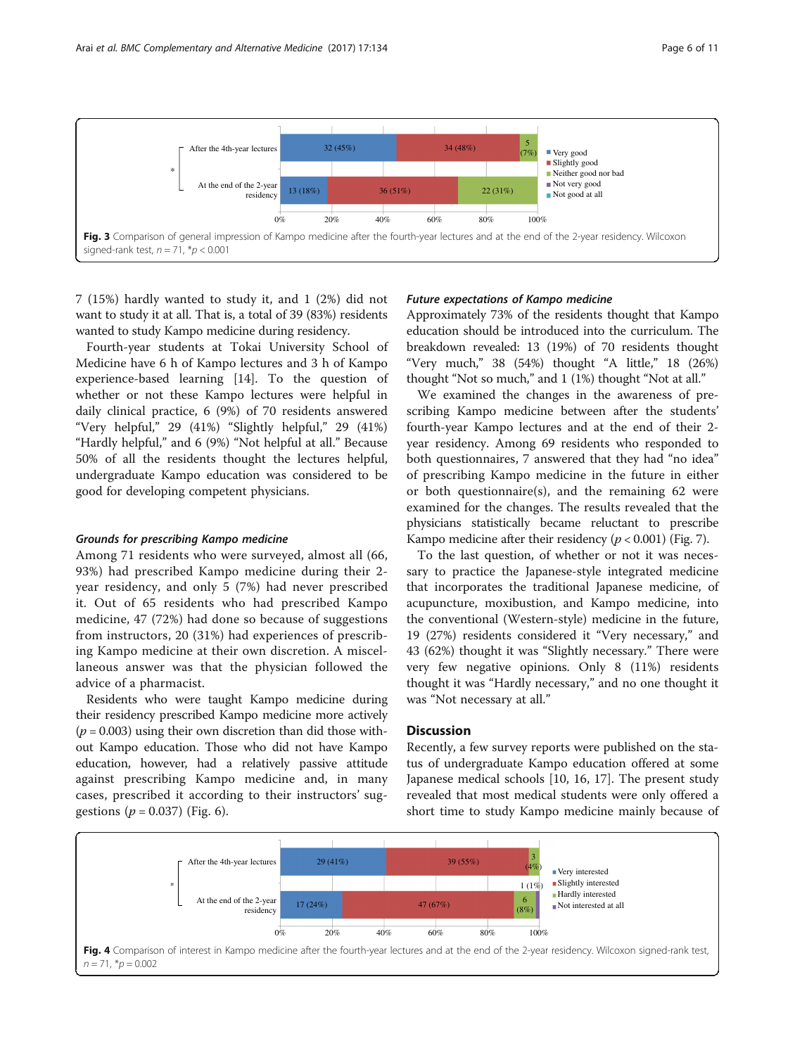Fig. 3 Comparison of general impression of Kampo medicine after the fourth-year lectures and at the end of the 2-year residency. Wilcoxon signed-rank test, $n = 71$, \*$p < 0.001$

7 (15%) hardly wanted to study it, and 1 (2%) did not want to study it at all. That is, a total of 39 (83%) residents wanted to study Kampo medicine during residency.

Fourth-year students at Tokai University School of Medicine have 6 h of Kampo lectures and 3 h of Kampo experience-based learning [14]. To the question of whether or not these Kampo lectures were helpful in daily clinical practice, 6 (9%) of 70 residents answered "Very helpful," 29 (41%) "Slightly helpful," 29 (41%) "Hardly helpful," and 6 (9%) "Not helpful at all." Because 50% of all the residents thought the lectures helpful, undergraduate Kampo education was considered to be good for developing competent physicians.

### *Grounds for prescribing Kampo medicine*

Among 71 residents who were surveyed, almost all (66, 93%) had prescribed Kampo medicine during their 2-year residency, and only 5 (7%) had never prescribed it. Out of 65 residents who had prescribed Kampo medicine, 47 (72%) had done so because of suggestions from instructors, 20 (31%) had experiences of prescribing Kampo medicine at their own discretion. A miscellaneous answer was that the physician followed the advice of a pharmacist.

Residents who were taught Kampo medicine during their residency prescribed Kampo medicine more actively ($p = 0.003$) using their own discretion than did those without Kampo education. Those who did not have Kampo education, however, had a relatively passive attitude against prescribing Kampo medicine and, in many cases, prescribed it according to their instructors' suggestions ($p = 0.037$) (Fig. 6).

### *Future expectations of Kampo medicine*

Approximately 73% of the residents thought that Kampo education should be introduced into the curriculum. The breakdown revealed: 13 (19%) of 70 residents thought "Very much," 38 (54%) thought "A little," 18 (26%) thought "Not so much," and 1 (1%) thought "Not at all."

We examined the changes in the awareness of prescribing Kampo medicine between after the students' fourth-year Kampo lectures and at the end of their 2-year residency. Among 69 residents who responded to both questionnaires, 7 answered that they had "no idea" of prescribing Kampo medicine in the future in either or both questionnaire(s), and the remaining 62 were examined for the changes. The results revealed that the physicians statistically became reluctant to prescribe Kampo medicine after their residency ($p < 0.001$) (Fig. 7).

To the last question, of whether or not it was necessary to practice the Japanese-style integrated medicine that incorporates the traditional Japanese medicine, of acupuncture, moxibustion, and Kampo medicine, into the conventional (Western-style) medicine in the future, 19 (27%) residents considered it "Very necessary," and 43 (62%) thought it was "Slightly necessary." There were very few negative opinions. Only 8 (11%) residents thought it was "Hardly necessary," and no one thought it was "Not necessary at all."

## Discussion

Recently, a few survey reports were published on the status of undergraduate Kampo education offered at some Japanese medical schools [10, 16, 17]. The present study revealed that most medical students were only offered a short time to study Kampo medicine mainly because of

Fig. 4 Comparison of interest in Kampo medicine after the fourth-year lectures and at the end of the 2-year residency. Wilcoxon signed-rank test, $n = 71$, \*$p = 0.002$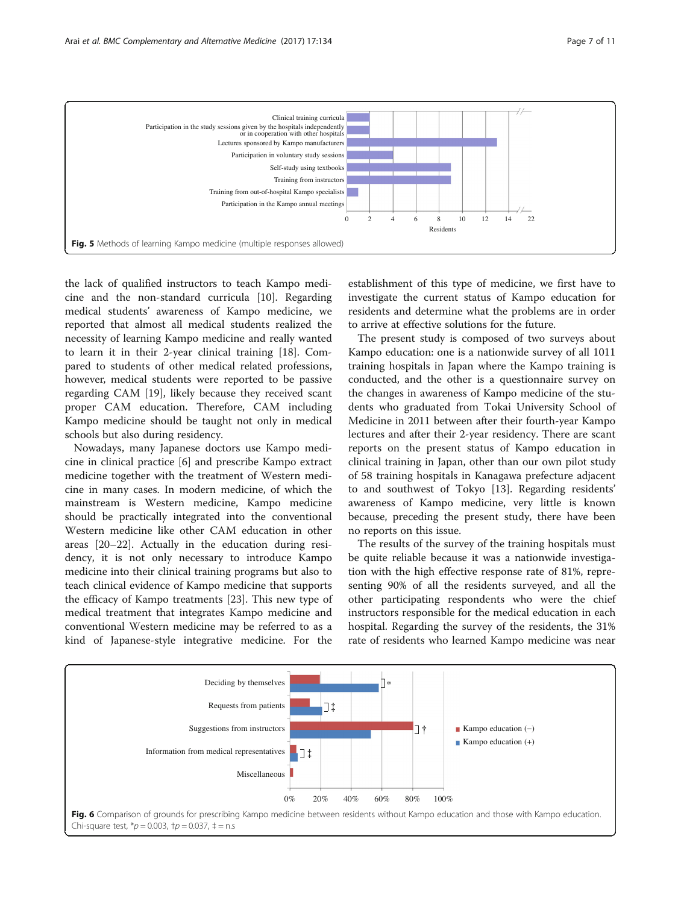Fig. 5 Methods of learning Kampo medicine (multiple responses allowed)

the lack of qualified instructors to teach Kampo medicine and the non-standard curricula [10]. Regarding medical students' awareness of Kampo medicine, we reported that almost all medical students realized the necessity of learning Kampo medicine and really wanted to learn it in their 2-year clinical training [18]. Compared to students of other medical related professions, however, medical students were reported to be passive regarding CAM [19], likely because they received scant proper CAM education. Therefore, CAM including Kampo medicine should be taught not only in medical schools but also during residency.

Nowadays, many Japanese doctors use Kampo medicine in clinical practice [6] and prescribe Kampo extract medicine together with the treatment of Western medicine in many cases. In modern medicine, of which the mainstream is Western medicine, Kampo medicine should be practically integrated into the conventional Western medicine like other CAM education in other areas [20–22]. Actually in the education during residency, it is not only necessary to introduce Kampo medicine into their clinical training programs but also to teach clinical evidence of Kampo medicine that supports the efficacy of Kampo treatments [23]. This new type of medical treatment that integrates Kampo medicine and conventional Western medicine may be referred to as a kind of Japanese-style integrative medicine. For the establishment of this type of medicine, we first have to investigate the current status of Kampo education for residents and determine what the problems are in order to arrive at effective solutions for the future.

The present study is composed of two surveys about Kampo education: one is a nationwide survey of all 1011 training hospitals in Japan where the Kampo training is conducted, and the other is a questionnaire survey on the changes in awareness of Kampo medicine of the students who graduated from Tokai University School of Medicine in 2011 between after their fourth-year Kampo lectures and after their 2-year residency. There are scant reports on the present status of Kampo education in clinical training in Japan, other than our own pilot study of 58 training hospitals in Kanagawa prefecture adjacent to and southwest of Tokyo [13]. Regarding residents' awareness of Kampo medicine, very little is known because, preceding the present study, there have been no reports on this issue.

The results of the survey of the training hospitals must be quite reliable because it was a nationwide investigation with the high effective response rate of 81%, representing 90% of all the residents surveyed, and all the other participating respondents who were the chief instructors responsible for the medical education in each hospital. Regarding the survey of the residents, the 31% rate of residents who learned Kampo medicine was near

Fig. 6 Comparison of grounds for prescribing Kampo medicine between residents without Kampo education and those with Kampo education. Chi-square test, *$p = 0.003$, †$p = 0.037$, ‡ = n.s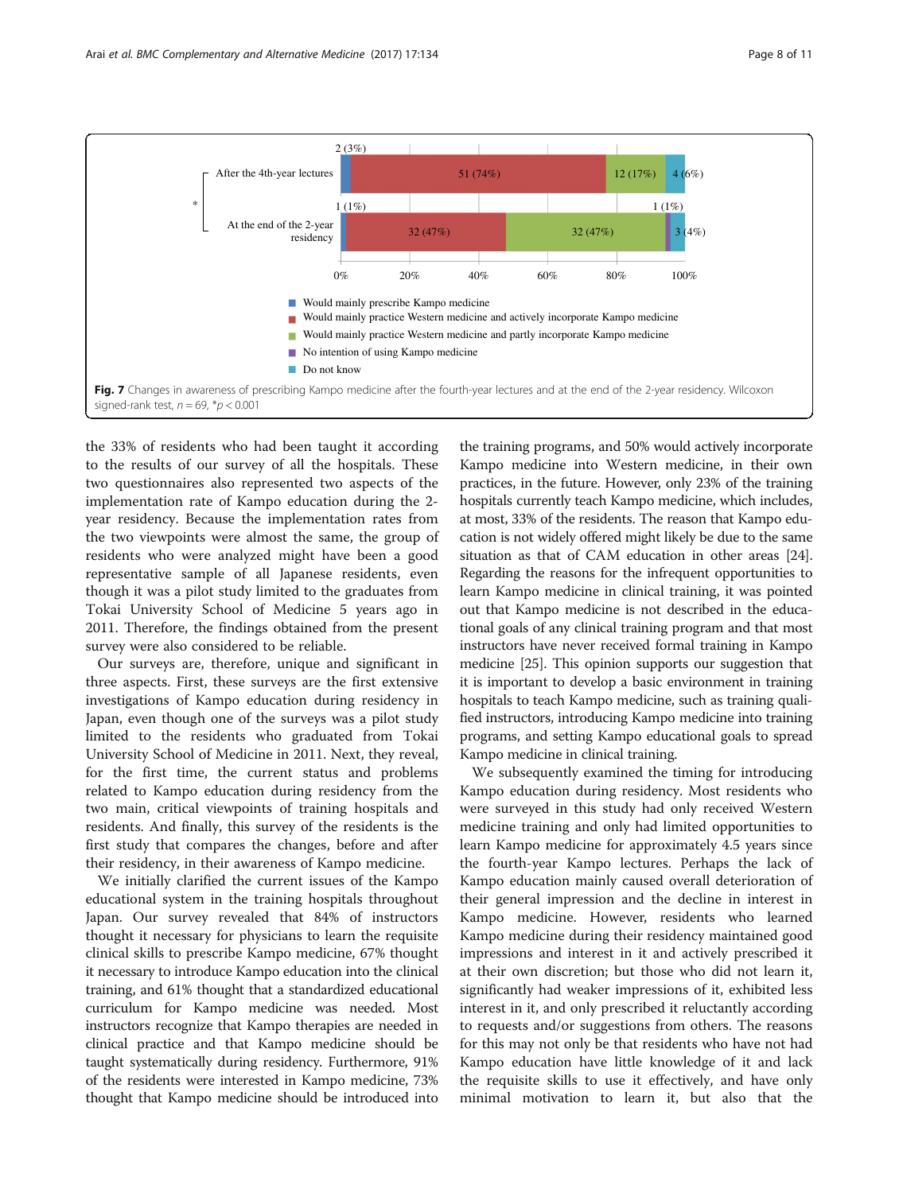Fig. 7 Changes in awareness of prescribing Kampo medicine after the fourth-year lectures and at the end of the 2-year residency. Wilcoxon signed-rank test, $n = 69$, *$p < 0.001$

the 33% of residents who had been taught it according to the results of our survey of all the hospitals. These two questionnaires also represented two aspects of the implementation rate of Kampo education during the 2-year residency. Because the implementation rates from the two viewpoints were almost the same, the group of residents who were analyzed might have been a good representative sample of all Japanese residents, even though it was a pilot study limited to the graduates from Tokai University School of Medicine 5 years ago in 2011. Therefore, the findings obtained from the present survey were also considered to be reliable.

Our surveys are, therefore, unique and significant in three aspects. First, these surveys are the first extensive investigations of Kampo education during residency in Japan, even though one of the surveys was a pilot study limited to the residents who graduated from Tokai University School of Medicine in 2011. Next, they reveal, for the first time, the current status and problems related to Kampo education during residency from the two main, critical viewpoints of training hospitals and residents. And finally, this survey of the residents is the first study that compares the changes, before and after their residency, in their awareness of Kampo medicine.

We initially clarified the current issues of the Kampo educational system in the training hospitals throughout Japan. Our survey revealed that 84% of instructors thought it necessary for physicians to learn the requisite clinical skills to prescribe Kampo medicine, 67% thought it necessary to introduce Kampo education into the clinical training, and 61% thought that a standardized educational curriculum for Kampo medicine was needed. Most instructors recognize that Kampo therapies are needed in clinical practice and that Kampo medicine should be taught systematically during residency. Furthermore, 91% of the residents were interested in Kampo medicine, 73% thought that Kampo medicine should be introduced into the training programs, and 50% would actively incorporate Kampo medicine into Western medicine, in their own practices, in the future. However, only 23% of the training hospitals currently teach Kampo medicine, which includes, at most, 33% of the residents. The reason that Kampo education is not widely offered might likely be due to the same situation as that of CAM education in other areas [24]. Regarding the reasons for the infrequent opportunities to learn Kampo medicine in clinical training, it was pointed out that Kampo medicine is not described in the educational goals of any clinical training program and that most instructors have never received formal training in Kampo medicine [25]. This opinion supports our suggestion that it is important to develop a basic environment in training hospitals to teach Kampo medicine, such as training qualified instructors, introducing Kampo medicine into training programs, and setting Kampo educational goals to spread Kampo medicine in clinical training.

We subsequently examined the timing for introducing Kampo education during residency. Most residents who were surveyed in this study had only received Western medicine training and only had limited opportunities to learn Kampo medicine for approximately 4.5 years since the fourth-year Kampo lectures. Perhaps the lack of Kampo education mainly caused overall deterioration of their general impression and the decline in interest in Kampo medicine. However, residents who learned Kampo medicine during their residency maintained good impressions and interest in it and actively prescribed it at their own discretion; but those who did not learn it, significantly had weaker impressions of it, exhibited less interest in it, and only prescribed it reluctantly according to requests and/or suggestions from others. The reasons for this may not only be that residents who have not had Kampo education have little knowledge of it and lack the requisite skills to use it effectively, and have only minimal motivation to learn it, but also that the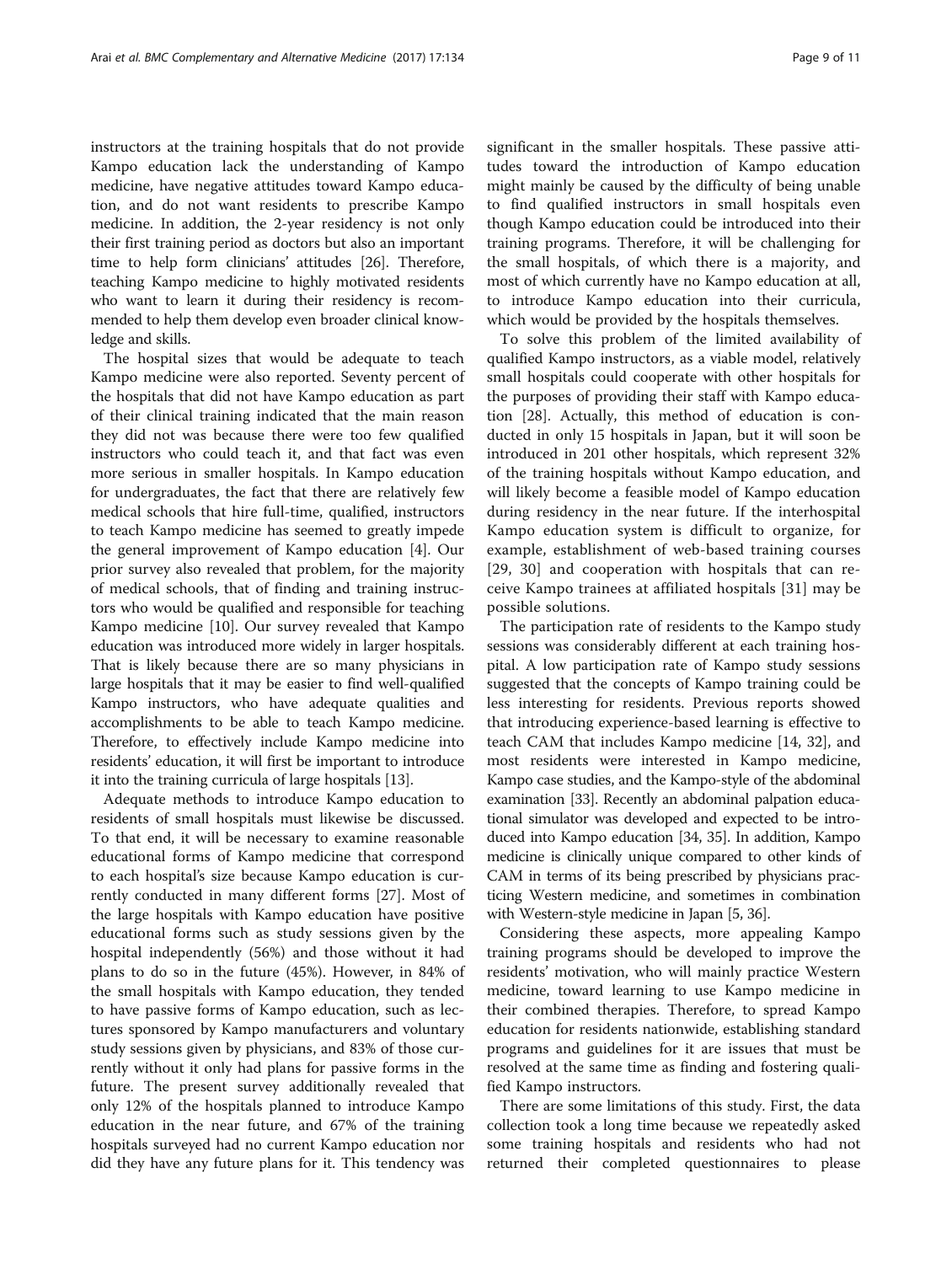instructors at the training hospitals that do not provide Kampo education lack the understanding of Kampo medicine, have negative attitudes toward Kampo education, and do not want residents to prescribe Kampo medicine. In addition, the 2-year residency is not only their first training period as doctors but also an important time to help form clinicians' attitudes [26]. Therefore, teaching Kampo medicine to highly motivated residents who want to learn it during their residency is recommended to help them develop even broader clinical knowledge and skills.

The hospital sizes that would be adequate to teach Kampo medicine were also reported. Seventy percent of the hospitals that did not have Kampo education as part of their clinical training indicated that the main reason they did not was because there were too few qualified instructors who could teach it, and that fact was even more serious in smaller hospitals. In Kampo education for undergraduates, the fact that there are relatively few medical schools that hire full-time, qualified, instructors to teach Kampo medicine has seemed to greatly impede the general improvement of Kampo education [4]. Our prior survey also revealed that problem, for the majority of medical schools, that of finding and training instructors who would be qualified and responsible for teaching Kampo medicine [10]. Our survey revealed that Kampo education was introduced more widely in larger hospitals. That is likely because there are so many physicians in large hospitals that it may be easier to find well-qualified Kampo instructors, who have adequate qualities and accomplishments to be able to teach Kampo medicine. Therefore, to effectively include Kampo medicine into residents' education, it will first be important to introduce it into the training curricula of large hospitals [13].

Adequate methods to introduce Kampo education to residents of small hospitals must likewise be discussed. To that end, it will be necessary to examine reasonable educational forms of Kampo medicine that correspond to each hospital's size because Kampo education is currently conducted in many different forms [27]. Most of the large hospitals with Kampo education have positive educational forms such as study sessions given by the hospital independently (56%) and those without it had plans to do so in the future (45%). However, in 84% of the small hospitals with Kampo education, they tended to have passive forms of Kampo education, such as lectures sponsored by Kampo manufacturers and voluntary study sessions given by physicians, and 83% of those currently without it only had plans for passive forms in the future. The present survey additionally revealed that only 12% of the hospitals planned to introduce Kampo education in the near future, and 67% of the training hospitals surveyed had no current Kampo education nor did they have any future plans for it. This tendency was significant in the smaller hospitals. These passive attitudes toward the introduction of Kampo education might mainly be caused by the difficulty of being unable to find qualified instructors in small hospitals even though Kampo education could be introduced into their training programs. Therefore, it will be challenging for the small hospitals, of which there is a majority, and most of which currently have no Kampo education at all, to introduce Kampo education into their curricula, which would be provided by the hospitals themselves.

To solve this problem of the limited availability of qualified Kampo instructors, as a viable model, relatively small hospitals could cooperate with other hospitals for the purposes of providing their staff with Kampo education [28]. Actually, this method of education is conducted in only 15 hospitals in Japan, but it will soon be introduced in 201 other hospitals, which represent 32% of the training hospitals without Kampo education, and will likely become a feasible model of Kampo education during residency in the near future. If the interhospital Kampo education system is difficult to organize, for example, establishment of web-based training courses [29, 30] and cooperation with hospitals that can receive Kampo trainees at affiliated hospitals [31] may be possible solutions.

The participation rate of residents to the Kampo study sessions was considerably different at each training hospital. A low participation rate of Kampo study sessions suggested that the concepts of Kampo training could be less interesting for residents. Previous reports showed that introducing experience-based learning is effective to teach CAM that includes Kampo medicine [14, 32], and most residents were interested in Kampo medicine, Kampo case studies, and the Kampo-style of the abdominal examination [33]. Recently an abdominal palpation educational simulator was developed and expected to be introduced into Kampo education [34, 35]. In addition, Kampo medicine is clinically unique compared to other kinds of CAM in terms of its being prescribed by physicians practicing Western medicine, and sometimes in combination with Western-style medicine in Japan [5, 36].

Considering these aspects, more appealing Kampo training programs should be developed to improve the residents' motivation, who will mainly practice Western medicine, toward learning to use Kampo medicine in their combined therapies. Therefore, to spread Kampo education for residents nationwide, establishing standard programs and guidelines for it are issues that must be resolved at the same time as finding and fostering qualified Kampo instructors.

There are some limitations of this study. First, the data collection took a long time because we repeatedly asked some training hospitals and residents who had not returned their completed questionnaires to please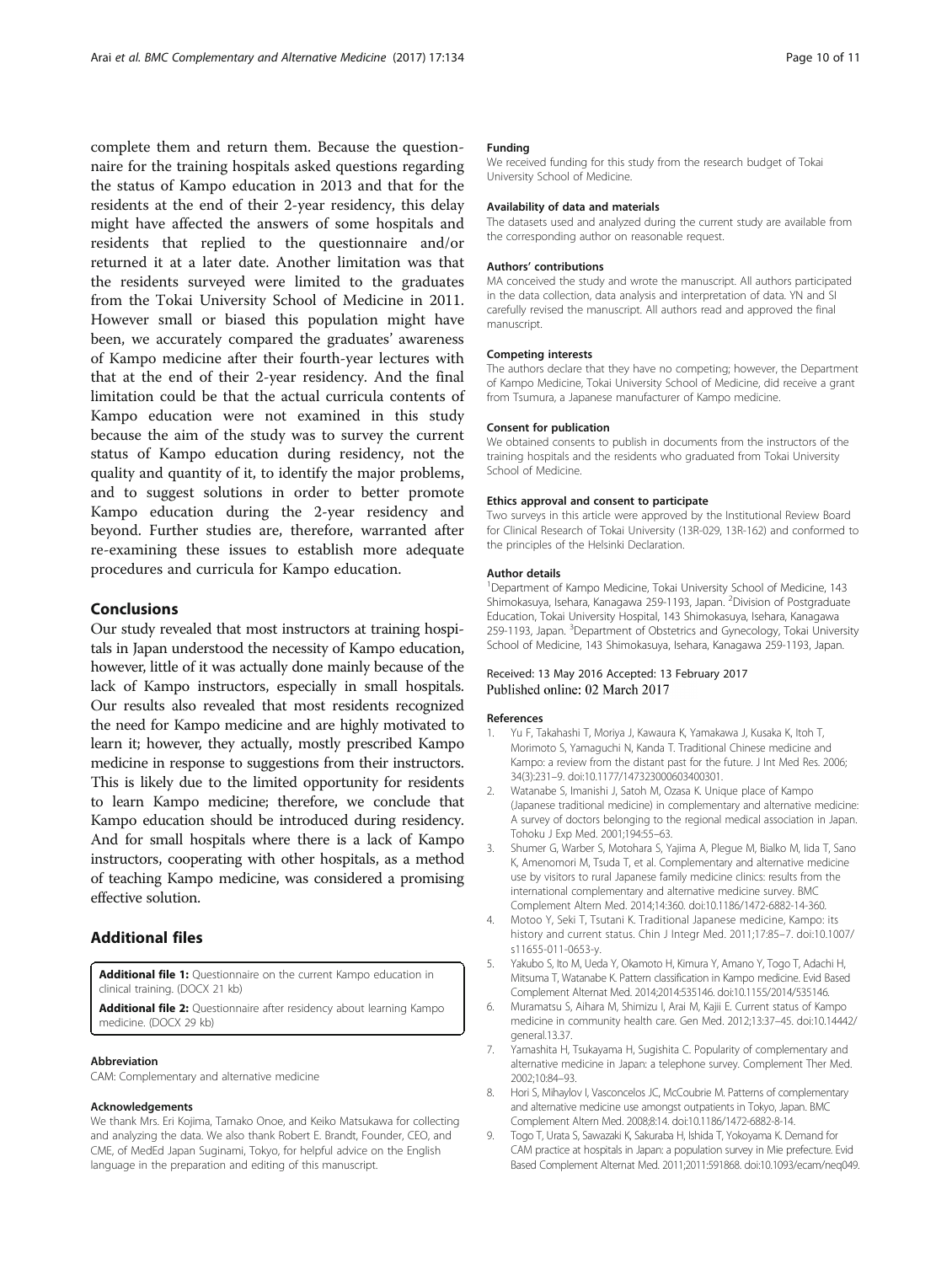complete them and return them. Because the questionnaire for the training hospitals asked questions regarding the status of Kampo education in 2013 and that for the residents at the end of their 2-year residency, this delay might have affected the answers of some hospitals and residents that replied to the questionnaire and/or returned it at a later date. Another limitation was that the residents surveyed were limited to the graduates from the Tokai University School of Medicine in 2011. However small or biased this population might have been, we accurately compared the graduates' awareness of Kampo medicine after their fourth-year lectures with that at the end of their 2-year residency. And the final limitation could be that the actual curricula contents of Kampo education were not examined in this study because the aim of the study was to survey the current status of Kampo education during residency, not the quality and quantity of it, to identify the major problems, and to suggest solutions in order to better promote Kampo education during the 2-year residency and beyond. Further studies are, therefore, warranted after re-examining these issues to establish more adequate procedures and curricula for Kampo education.

## Conclusions

Our study revealed that most instructors at training hospitals in Japan understood the necessity of Kampo education, however, little of it was actually done mainly because of the lack of Kampo instructors, especially in small hospitals. Our results also revealed that most residents recognized the need for Kampo medicine and are highly motivated to learn it; however, they actually, mostly prescribed Kampo medicine in response to suggestions from their instructors. This is likely due to the limited opportunity for residents to learn Kampo medicine; therefore, we conclude that Kampo education should be introduced during residency. And for small hospitals where there is a lack of Kampo instructors, cooperating with other hospitals, as a method of teaching Kampo medicine, was considered a promising effective solution.

## Additional files

**Additional file 1:** Questionnaire on the current Kampo education in clinical training. (DOCX 21 kb)

**Additional file 2:** Questionnaire after residency about learning Kampo medicine. (DOCX 29 kb)

#### Abbreviation

CAM: Complementary and alternative medicine

#### Acknowledgements

We thank Mrs. Eri Kojima, Tamako Onoe, and Keiko Matsukawa for collecting and analyzing the data. We also thank Robert E. Brandt, Founder, CEO, and CME, of MedEd Japan Suginami, Tokyo, for helpful advice on the English language in the preparation and editing of this manuscript.

#### Funding

We received funding for this study from the research budget of Tokai University School of Medicine.

#### Availability of data and materials

The datasets used and analyzed during the current study are available from the corresponding author on reasonable request.

#### Authors' contributions

MA conceived the study and wrote the manuscript. All authors participated in the data collection, data analysis and interpretation of data. YN and SI carefully revised the manuscript. All authors read and approved the final manuscript.

#### Competing interests

The authors declare that they have no competing; however, the Department of Kampo Medicine, Tokai University School of Medicine, did receive a grant from Tsumura, a Japanese manufacturer of Kampo medicine.

#### Consent for publication

We obtained consents to publish in documents from the instructors of the training hospitals and the residents who graduated from Tokai University School of Medicine.

#### Ethics approval and consent to participate

Two surveys in this article were approved by the Institutional Review Board for Clinical Research of Tokai University (13R-029, 13R-162) and conformed to the principles of the Helsinki Declaration.

#### Author details

[1]Department of Kampo Medicine, Tokai University School of Medicine, 143 Shimokasuya, Isehara, Kanagawa 259-1193, Japan. [2]Division of Postgraduate Education, Tokai University Hospital, 143 Shimokasuya, Isehara, Kanagawa 259-1193, Japan. [3]Department of Obstetrics and Gynecology, Tokai University School of Medicine, 143 Shimokasuya, Isehara, Kanagawa 259-1193, Japan.

Received: 13 May 2016 Accepted: 13 February 2017
Published online: 02 March 2017

#### References

1. Yu F, Takahashi T, Moriya J, Kawaura K, Yamakawa J, Kusaka K, Itoh T, Morimoto S, Yamaguchi N, Kanda T. Traditional Chinese medicine and Kampo: a review from the distant past for the future. J Int Med Res. 2006; 34(3):231–9. doi:10.1177/147323000603400301.
2. Watanabe S, Imanishi J, Satoh M, Ozasa K. Unique place of Kampo (Japanese traditional medicine) in complementary and alternative medicine: A survey of doctors belonging to the regional medical association in Japan. Tohoku J Exp Med. 2001;194:55–63.
3. Shumer G, Warber S, Motohara S, Yajima A, Plegue M, Bialko M, Iida T, Sano K, Amenomori M, Tsuda T, et al. Complementary and alternative medicine use by visitors to rural Japanese family medicine clinics: results from the international complementary and alternative medicine survey. BMC Complement Altern Med. 2014;14:360. doi:10.1186/1472-6882-14-360.
4. Motoo Y, Seki T, Tsutani K. Traditional Japanese medicine, Kampo: its history and current status. Chin J Integr Med. 2011;17:85–7. doi:10.1007/s11655-011-0653-y.
5. Yakubo S, Ito M, Ueda Y, Okamoto H, Kimura Y, Amano Y, Togo T, Adachi H, Mitsuma T, Watanabe K. Pattern classification in Kampo medicine. Evid Based Complement Alternat Med. 2014;2014:535146. doi:10.1155/2014/535146.
6. Muramatsu S, Aihara M, Shimizu I, Arai M, Kajii E. Current status of Kampo medicine in community health care. Gen Med. 2012;13:37–45. doi:10.14442/general.13.37.
7. Yamashita H, Tsukayama H, Sugishita C. Popularity of complementary and alternative medicine in Japan: a telephone survey. Complement Ther Med. 2002;10:84–93.
8. Hori S, Mihaylov I, Vasconcelos JC, McCoubrie M. Patterns of complementary and alternative medicine use amongst outpatients in Tokyo, Japan. BMC Complement Altern Med. 2008;8:14. doi:10.1186/1472-6882-8-14.
9. Togo T, Urata S, Sawazaki K, Sakuraba H, Ishida T, Yokoyama K. Demand for CAM practice at hospitals in Japan: a population survey in Mie prefecture. Evid Based Complement Alternat Med. 2011;2011:591868. doi:10.1093/ecam/neq049.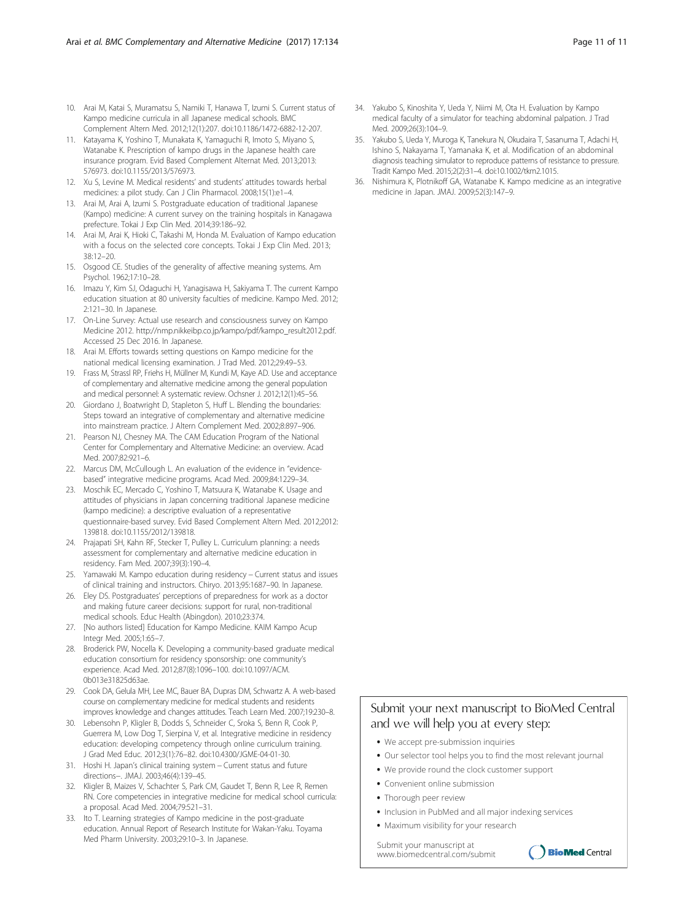10. Arai M, Katai S, Muramatsu S, Namiki T, Hanawa T, Izumi S. Current status of Kampo medicine curricula in all Japanese medical schools. BMC Complement Altern Med. 2012;12(1):207. doi:10.1186/1472-6882-12-207.
11. Katayama K, Yoshino T, Munakata K, Yamaguchi R, Imoto S, Miyano S, Watanabe K. Prescription of kampo drugs in the Japanese health care insurance program. Evid Based Complement Alternat Med. 2013;2013: 576973. doi:10.1155/2013/576973.
12. Xu S, Levine M. Medical residents' and students' attitudes towards herbal medicines: a pilot study. Can J Clin Pharmacol. 2008;15(1):e1–4.
13. Arai M, Arai A, Izumi S. Postgraduate education of traditional Japanese (Kampo) medicine: A current survey on the training hospitals in Kanagawa prefecture. Tokai J Exp Clin Med. 2014;39:186–92.
14. Arai M, Arai K, Hioki C, Takashi M, Honda M. Evaluation of Kampo education with a focus on the selected core concepts. Tokai J Exp Clin Med. 2013; 38:12–20.
15. Osgood CE. Studies of the generality of affective meaning systems. Am Psychol. 1962;17:10–28.
16. Imazu Y, Kim SJ, Odaguchi H, Yanagisawa H, Sakiyama T. The current Kampo education situation at 80 university faculties of medicine. Kampo Med. 2012; 2:121–30. In Japanese.
17. On-Line Survey: Actual use research and consciousness survey on Kampo Medicine 2012. http://nmp.nikkeibp.co.jp/kampo/pdf/kampo_result2012.pdf. Accessed 25 Dec 2016. In Japanese.
18. Arai M. Efforts towards setting questions on Kampo medicine for the national medical licensing examination. J Trad Med. 2012;29:49–53.
19. Frass M, Strassl RP, Friehs H, Müllner M, Kundi M, Kaye AD. Use and acceptance of complementary and alternative medicine among the general population and medical personnel: A systematic review. Ochsner J. 2012;12(1):45–56.
20. Giordano J, Boatwright D, Stapleton S, Huff L. Blending the boundaries: Steps toward an integrative of complementary and alternative medicine into mainstream practice. J Altern Complement Med. 2002;8:897–906.
21. Pearson NJ, Chesney MA. The CAM Education Program of the National Center for Complementary and Alternative Medicine: an overview. Acad Med. 2007;82:921–6.
22. Marcus DM, McCullough L. An evaluation of the evidence in "evidence-based" integrative medicine programs. Acad Med. 2009;84:1229–34.
23. Moschik EC, Mercado C, Yoshino T, Matsuura K, Watanabe K. Usage and attitudes of physicians in Japan concerning traditional Japanese medicine (kampo medicine): a descriptive evaluation of a representative questionnaire-based survey. Evid Based Complement Altern Med. 2012;2012: 139818. doi:10.1155/2012/139818.
24. Prajapati SH, Kahn RF, Stecker T, Pulley L. Curriculum planning: a needs assessment for complementary and alternative medicine education in residency. Fam Med. 2007;39(3):190–4.
25. Yamawaki M. Kampo education during residency – Current status and issues of clinical training and instructors. Chiryo. 2013;95:1687–90. In Japanese.
26. Eley DS. Postgraduates' perceptions of preparedness for work as a doctor and making future career decisions: support for rural, non-traditional medical schools. Educ Health (Abingdon). 2010;23:374.
27. [No authors listed] Education for Kampo Medicine. KAIM Kampo Acup Integr Med. 2005;1:65–7.
28. Broderick PW, Nocella K. Developing a community-based graduate medical education consortium for residency sponsorship: one community's experience. Acad Med. 2012;87(8):1096–100. doi:10.1097/ACM. 0b013e31825d63ae.
29. Cook DA, Gelula MH, Lee MC, Bauer BA, Dupras DM, Schwartz A. A web-based course on complementary medicine for medical students and residents improves knowledge and changes attitudes. Teach Learn Med. 2007;19:230–8.
30. Lebensohn P, Kligler B, Dodds S, Schneider C, Sroka S, Benn R, Cook P, Guerrera M, Low Dog T, Sierpina V, et al. Integrative medicine in residency education: developing competency through online curriculum training. J Grad Med Educ. 2012;3(1):76–82. doi:10.4300/JGME-04-01-30.
31. Hoshi H. Japan's clinical training system – Current status and future directions–. JMAJ. 2003;46(4):139–45.
32. Kligler B, Maizes V, Schachter S, Park CM, Gaudet T, Benn R, Lee R, Remen RN. Core competencies in integrative medicine for medical school curricula: a proposal. Acad Med. 2004;79:521–31.
33. Ito T. Learning strategies of Kampo medicine in the post-graduate education. Annual Report of Research Institute for Wakan-Yaku. Toyama Med Pharm University. 2003;29:10–3. In Japanese.
34. Yakubo S, Kinoshita Y, Ueda Y, Niimi M, Ota H. Evaluation by Kampo medical faculty of a simulator for teaching abdominal palpation. J Trad Med. 2009;26(3):104–9.
35. Yakubo S, Ueda Y, Muroga K, Tanekura N, Okudaira T, Sasanuma T, Adachi H, Ishino S, Nakayama T, Yamanaka K, et al. Modification of an abdominal diagnosis teaching simulator to reproduce patterns of resistance to pressure. Tradit Kampo Med. 2015;2(2):31–4. doi:10.1002/tkm2.1015.
36. Nishimura K, Plotnikoff GA, Watanabe K. Kampo medicine as an integrative medicine in Japan. JMAJ. 2009;52(3):147–9.

Submit your next manuscript to BioMed Central and we will help you at every step:

- We accept pre-submission inquiries
- Our selector tool helps you to find the most relevant journal
- We provide round the clock customer support
- Convenient online submission
- Thorough peer review
- Inclusion in PubMed and all major indexing services
- Maximum visibility for your research

Submit your manuscript at www.biomedcentral.com/submit

BioMed Central